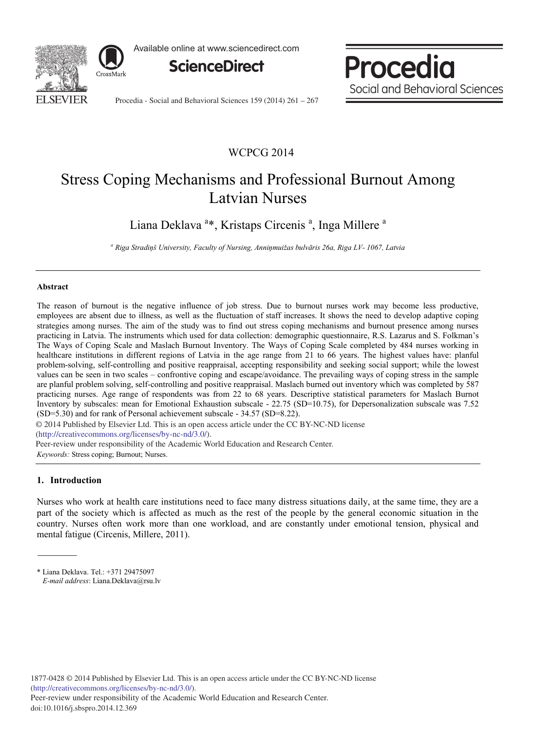WCPCG 2014

# Stress Coping Mechanisms and Professional Burnout Among Latvian Nurses

Liana Deklava [a]*, Kristaps Circenis [a], Inga Millere [a]

[a] *Riga Stradiņš University, Faculty of Nursing, Anniņmuižas bulvāris 26a, Riga LV- 1067, Latvia*

---

## Abstract

The reason of burnout is the negative influence of job stress. Due to burnout nurses work may become less productive, employees are absent due to illness, as well as the fluctuation of staff increases. It shows the need to develop adaptive coping strategies among nurses. The aim of the study was to find out stress coping mechanisms and burnout presence among nurses practicing in Latvia. The instruments which used for data collection: demographic questionnaire, R.S. Lazarus and S. Folkman's The Ways of Coping Scale and Maslach Burnout Inventory. The Ways of Coping Scale completed by 484 nurses working in healthcare institutions in different regions of Latvia in the age range from 21 to 66 years. The highest values have: planful problem-solving, self-controlling and positive reappraisal, accepting responsibility and seeking social support; while the lowest values can be seen in two scales – confrontive coping and escape/avoidance. The prevailing ways of coping stress in the sample are planful problem solving, self-controlling and positive reappraisal. Maslach burned out inventory which was completed by 587 practicing nurses. Age range of respondents was from 22 to 68 years. Descriptive statistical parameters for Maslach Burnot Inventory by subscales: mean for Emotional Exhaustion subscale - 22.75 (SD=10.75), for Depersonalization subscale was 7.52 (SD=5.30) and for rank of Personal achievement subscale - 34.57 (SD=8.22).

© 2014 Published by Elsevier Ltd. This is an open access article under the CC BY-NC-ND license (http://creativecommons.org/licenses/by-nc-nd/3.0/).

Peer-review under responsibility of the Academic World Education and Research Center.

*Keywords:* Stress coping; Burnout; Nurses.

---

## 1. Introduction

Nurses who work at health care institutions need to face many distress situations daily, at the same time, they are a part of the society which is affected as much as the rest of the people by the general economic situation in the country. Nurses often work more than one workload, and are constantly under emotional tension, physical and mental fatigue (Circenis, Millere, 2011).

---

\* Liana Deklava. Tel.: +371 29475097
*E-mail address*: Liana.Deklava@rsu.lv

1877-0428 © 2014 Published by Elsevier Ltd. This is an open access article under the CC BY-NC-ND license (http://creativecommons.org/licenses/by-nc-nd/3.0/).
Peer-review under responsibility of the Academic World Education and Research Center.
doi:10.1016/j.sbspro.2014.12.369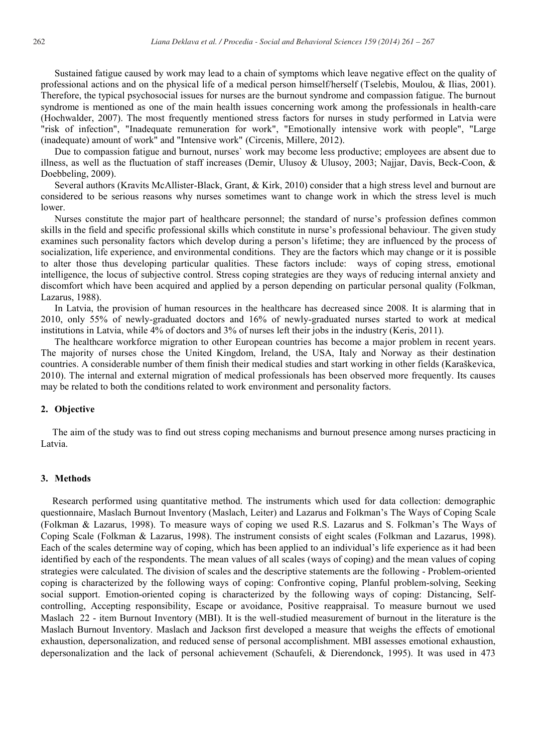Sustained fatigue caused by work may lead to a chain of symptoms which leave negative effect on the quality of professional actions and on the physical life of a medical person himself/herself (Tselebis, Moulou, & Ilias, 2001). Therefore, the typical psychosocial issues for nurses are the burnout syndrome and compassion fatigue. The burnout syndrome is mentioned as one of the main health issues concerning work among the professionals in health-care (Hochwalder, 2007). The most frequently mentioned stress factors for nurses in study performed in Latvia were "risk of infection", "Inadequate remuneration for work", "Emotionally intensive work with people", "Large (inadequate) amount of work" and "Intensive work" (Circenis, Millere, 2012).

Due to compassion fatigue and burnout, nurses` work may become less productive; employees are absent due to illness, as well as the fluctuation of staff increases (Demir, Ulusoy & Ulusoy, 2003; Najjar, Davis, Beck-Coon, & Doebbeling, 2009).

Several authors (Kravits McAllister-Black, Grant, & Kirk, 2010) consider that a high stress level and burnout are considered to be serious reasons why nurses sometimes want to change work in which the stress level is much lower.

Nurses constitute the major part of healthcare personnel; the standard of nurse's profession defines common skills in the field and specific professional skills which constitute in nurse's professional behaviour. The given study examines such personality factors which develop during a person's lifetime; they are influenced by the process of socialization, life experience, and environmental conditions. They are the factors which may change or it is possible to alter those thus developing particular qualities. These factors include: ways of coping stress, emotional intelligence, the locus of subjective control. Stress coping strategies are they ways of reducing internal anxiety and discomfort which have been acquired and applied by a person depending on particular personal quality (Folkman, Lazarus, 1988).

In Latvia, the provision of human resources in the healthcare has decreased since 2008. It is alarming that in 2010, only 55% of newly-graduated doctors and 16% of newly-graduated nurses started to work at medical institutions in Latvia, while 4% of doctors and 3% of nurses left their jobs in the industry (Keris, 2011).

The healthcare workforce migration to other European countries has become a major problem in recent years. The majority of nurses chose the United Kingdom, Ireland, the USA, Italy and Norway as their destination countries. A considerable number of them finish their medical studies and start working in other fields (Karaškevica, 2010). The internal and external migration of medical professionals has been observed more frequently. Its causes may be related to both the conditions related to work environment and personality factors.

## 2. Objective

The aim of the study was to find out stress coping mechanisms and burnout presence among nurses practicing in Latvia.

## 3. Methods

Research performed using quantitative method. The instruments which used for data collection: demographic questionnaire, Maslach Burnout Inventory (Maslach, Leiter) and Lazarus and Folkman's The Ways of Coping Scale (Folkman & Lazarus, 1998). To measure ways of coping we used R.S. Lazarus and S. Folkman's The Ways of Coping Scale (Folkman & Lazarus, 1998). The instrument consists of eight scales (Folkman and Lazarus, 1998). Each of the scales determine way of coping, which has been applied to an individual's life experience as it had been identified by each of the respondents. The mean values of all scales (ways of coping) and the mean values of coping strategies were calculated. The division of scales and the descriptive statements are the following - Problem-oriented coping is characterized by the following ways of coping: Confrontive coping, Planful problem-solving, Seeking social support. Emotion-oriented coping is characterized by the following ways of coping: Distancing, Self-controlling, Accepting responsibility, Escape or avoidance, Positive reappraisal. To measure burnout we used Maslach 22 - item Burnout Inventory (MBI). It is the well-studied measurement of burnout in the literature is the Maslach Burnout Inventory. Maslach and Jackson first developed a measure that weighs the effects of emotional exhaustion, depersonalization, and reduced sense of personal accomplishment. MBI assesses emotional exhaustion, depersonalization and the lack of personal achievement (Schaufeli, & Dierendonck, 1995). It was used in 473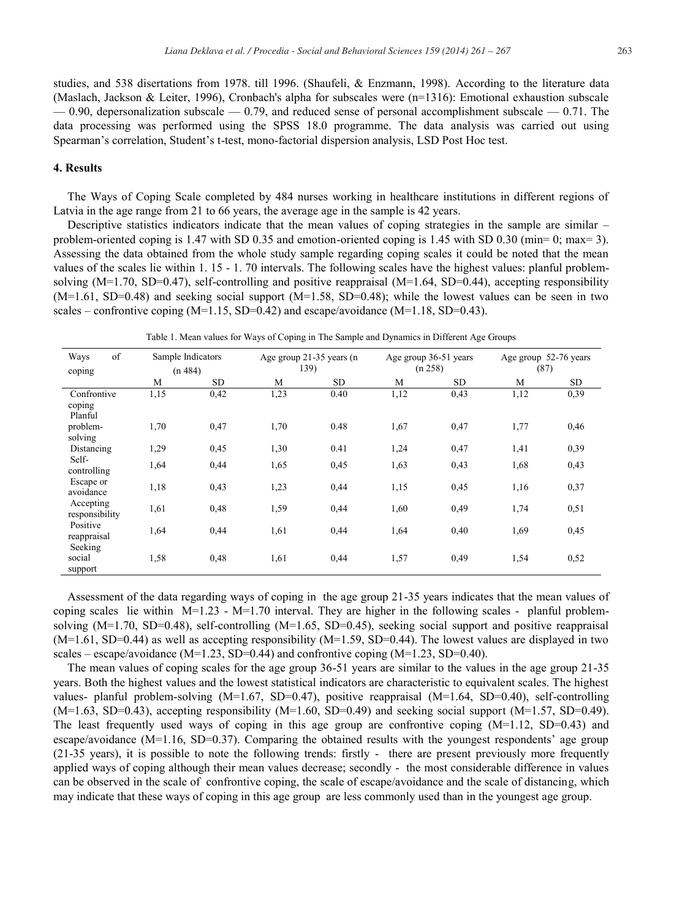studies, and 538 disertations from 1978. till 1996. (Shaufeli, & Enzmann, 1998). According to the literature data (Maslach, Jackson & Leiter, 1996), Cronbach's alpha for subscales were (n=1316): Emotional exhaustion subscale — 0.90, depersonalization subscale — 0.79, and reduced sense of personal accomplishment subscale — 0.71. The data processing was performed using the SPSS 18.0 programme. The data analysis was carried out using Spearman's correlation, Student's t-test, mono-factorial dispersion analysis, LSD Post Hoc test.

## 4. Results

The Ways of Coping Scale completed by 484 nurses working in healthcare institutions in different regions of Latvia in the age range from 21 to 66 years, the average age in the sample is 42 years.

Descriptive statistics indicators indicate that the mean values of coping strategies in the sample are similar – problem-oriented coping is 1.47 with SD 0.35 and emotion-oriented coping is 1.45 with SD 0.30 (min= 0; max= 3). Assessing the data obtained from the whole study sample regarding coping scales it could be noted that the mean values of the scales lie within 1. 15 - 1. 70 intervals. The following scales have the highest values: planful problem-solving (M=1.70, SD=0.47), self-controlling and positive reappraisal (M=1.64, SD=0.44), accepting responsibility (M=1.61, SD=0.48) and seeking social support (M=1.58, SD=0.48); while the lowest values can be seen in two scales – confrontive coping (M=1.15, SD=0.42) and escape/avoidance (M=1.18, SD=0.43).

Table 1. Mean values for Ways of Coping in The Sample and Dynamics in Different Age Groups

| Ways of coping | Sample Indicators (n 484) | | Age group 21-35 years (n 139) | | Age group 36-51 years (n 258) | | Age group 52-76 years (87) | |
|---|---|---|---|---|---|---|---|---|
| | M | SD | M | SD | M | SD | M | SD |
| Confrontive coping | 1,15 | 0,42 | 1,23 | 0.40 | 1,12 | 0,43 | 1,12 | 0,39 |
| Planful problem-solving | 1,70 | 0,47 | 1,70 | 0.48 | 1,67 | 0,47 | 1,77 | 0,46 |
| Distancing | 1,29 | 0,45 | 1,30 | 0.41 | 1,24 | 0,47 | 1,41 | 0,39 |
| Self-controlling | 1,64 | 0,44 | 1,65 | 0,45 | 1,63 | 0,43 | 1,68 | 0,43 |
| Escape or avoidance | 1,18 | 0,43 | 1,23 | 0,44 | 1,15 | 0,45 | 1,16 | 0,37 |
| Accepting responsibility | 1,61 | 0,48 | 1,59 | 0,44 | 1,60 | 0,49 | 1,74 | 0,51 |
| Positive reappraisal | 1,64 | 0,44 | 1,61 | 0,44 | 1,64 | 0,40 | 1,69 | 0,45 |
| Seeking social support | 1,58 | 0,48 | 1,61 | 0,44 | 1,57 | 0,49 | 1,54 | 0,52 |

Assessment of the data regarding ways of coping in the age group 21-35 years indicates that the mean values of coping scales lie within M=1.23 - M=1.70 interval. They are higher in the following scales - planful problem-solving (M=1.70, SD=0.48), self-controlling (M=1.65, SD=0.45), seeking social support and positive reappraisal (M=1.61, SD=0.44) as well as accepting responsibility (M=1.59, SD=0.44). The lowest values are displayed in two scales – escape/avoidance (M=1.23, SD=0.44) and confrontive coping (M=1.23, SD=0.40).

The mean values of coping scales for the age group 36-51 years are similar to the values in the age group 21-35 years. Both the highest values and the lowest statistical indicators are characteristic to equivalent scales. The highest values- planful problem-solving (M=1.67, SD=0.47), positive reappraisal (M=1.64, SD=0.40), self-controlling (M=1.63, SD=0.43), accepting responsibility (M=1.60, SD=0.49) and seeking social support (M=1.57, SD=0.49). The least frequently used ways of coping in this age group are confrontive coping (M=1.12, SD=0.43) and escape/avoidance (M=1.16, SD=0.37). Comparing the obtained results with the youngest respondents' age group (21-35 years), it is possible to note the following trends: firstly - there are present previously more frequently applied ways of coping although their mean values decrease; secondly - the most considerable difference in values can be observed in the scale of confrontive coping, the scale of escape/avoidance and the scale of distancing, which may indicate that these ways of coping in this age group are less commonly used than in the youngest age group.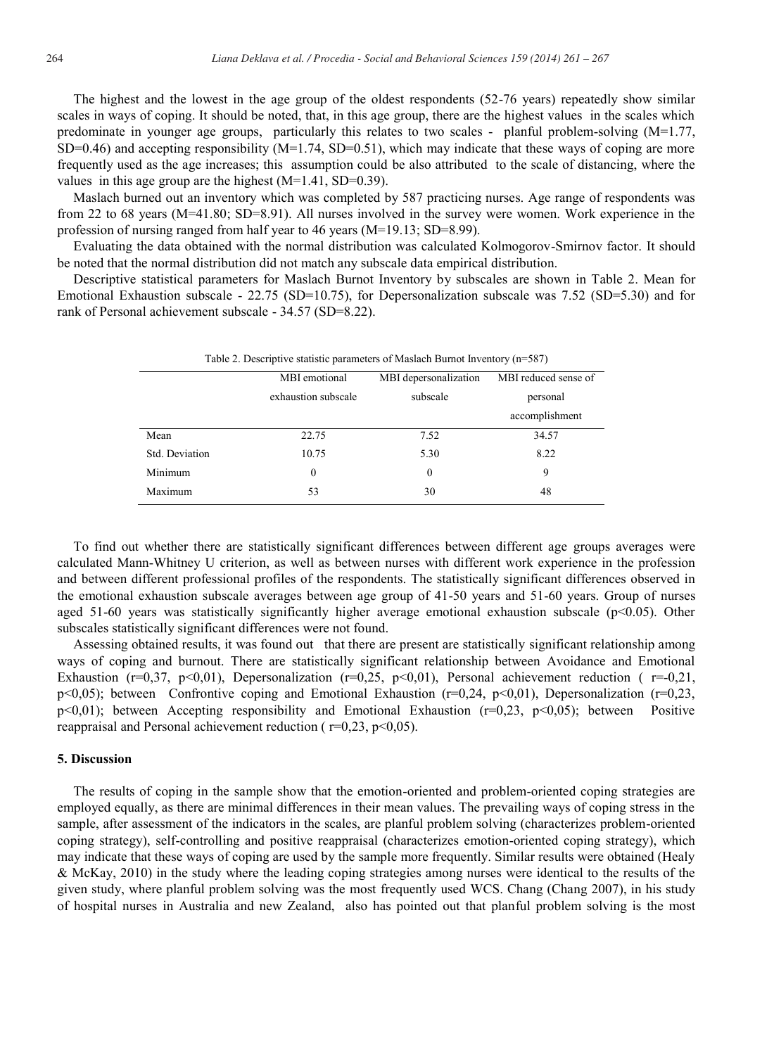The highest and the lowest in the age group of the oldest respondents (52-76 years) repeatedly show similar scales in ways of coping. It should be noted, that, in this age group, there are the highest values in the scales which predominate in younger age groups, particularly this relates to two scales - planful problem-solving (M=1.77, SD=0.46) and accepting responsibility (M=1.74, SD=0.51), which may indicate that these ways of coping are more frequently used as the age increases; this assumption could be also attributed to the scale of distancing, where the values in this age group are the highest (M=1.41, SD=0.39).

Maslach burned out an inventory which was completed by 587 practicing nurses. Age range of respondents was from 22 to 68 years (M=41.80; SD=8.91). All nurses involved in the survey were women. Work experience in the profession of nursing ranged from half year to 46 years (M=19.13; SD=8.99).

Evaluating the data obtained with the normal distribution was calculated Kolmogorov-Smirnov factor. It should be noted that the normal distribution did not match any subscale data empirical distribution.

Descriptive statistical parameters for Maslach Burnot Inventory by subscales are shown in Table 2. Mean for Emotional Exhaustion subscale - 22.75 (SD=10.75), for Depersonalization subscale was 7.52 (SD=5.30) and for rank of Personal achievement subscale - 34.57 (SD=8.22).

Table 2. Descriptive statistic parameters of Maslach Burnot Inventory (n=587)

| | MBI emotional exhaustion subscale | MBI depersonalization subscale | MBI reduced sense of personal accomplishment |
|---|---|---|---|
| Mean | 22.75 | 7.52 | 34.57 |
| Std. Deviation | 10.75 | 5.30 | 8.22 |
| Minimum | 0 | 0 | 9 |
| Maximum | 53 | 30 | 48 |

To find out whether there are statistically significant differences between different age groups averages were calculated Mann-Whitney U criterion, as well as between nurses with different work experience in the profession and between different professional profiles of the respondents. The statistically significant differences observed in the emotional exhaustion subscale averages between age group of 41-50 years and 51-60 years. Group of nurses aged 51-60 years was statistically significantly higher average emotional exhaustion subscale ($p<0.05$). Other subscales statistically significant differences were not found.

Assessing obtained results, it was found out that there are present are statistically significant relationship among ways of coping and burnout. There are statistically significant relationship between Avoidance and Emotional Exhaustion ($r=0,37$, $p<0,01$), Depersonalization ($r=0,25$, $p<0,01$), Personal achievement reduction ( $r=-0,21$, $p<0,05$); between Confrontive coping and Emotional Exhaustion ($r=0,24$, $p<0,01$), Depersonalization ($r=0,23$, $p<0,01$); between Accepting responsibility and Emotional Exhaustion ($r=0,23$, $p<0,05$); between Positive reappraisal and Personal achievement reduction ( $r=0,23$, $p<0,05$).

## 5. Discussion

The results of coping in the sample show that the emotion-oriented and problem-oriented coping strategies are employed equally, as there are minimal differences in their mean values. The prevailing ways of coping stress in the sample, after assessment of the indicators in the scales, are planful problem solving (characterizes problem-oriented coping strategy), self-controlling and positive reappraisal (characterizes emotion-oriented coping strategy), which may indicate that these ways of coping are used by the sample more frequently. Similar results were obtained (Healy & McKay, 2010) in the study where the leading coping strategies among nurses were identical to the results of the given study, where planful problem solving was the most frequently used WCS. Chang (Chang 2007), in his study of hospital nurses in Australia and new Zealand, also has pointed out that planful problem solving is the most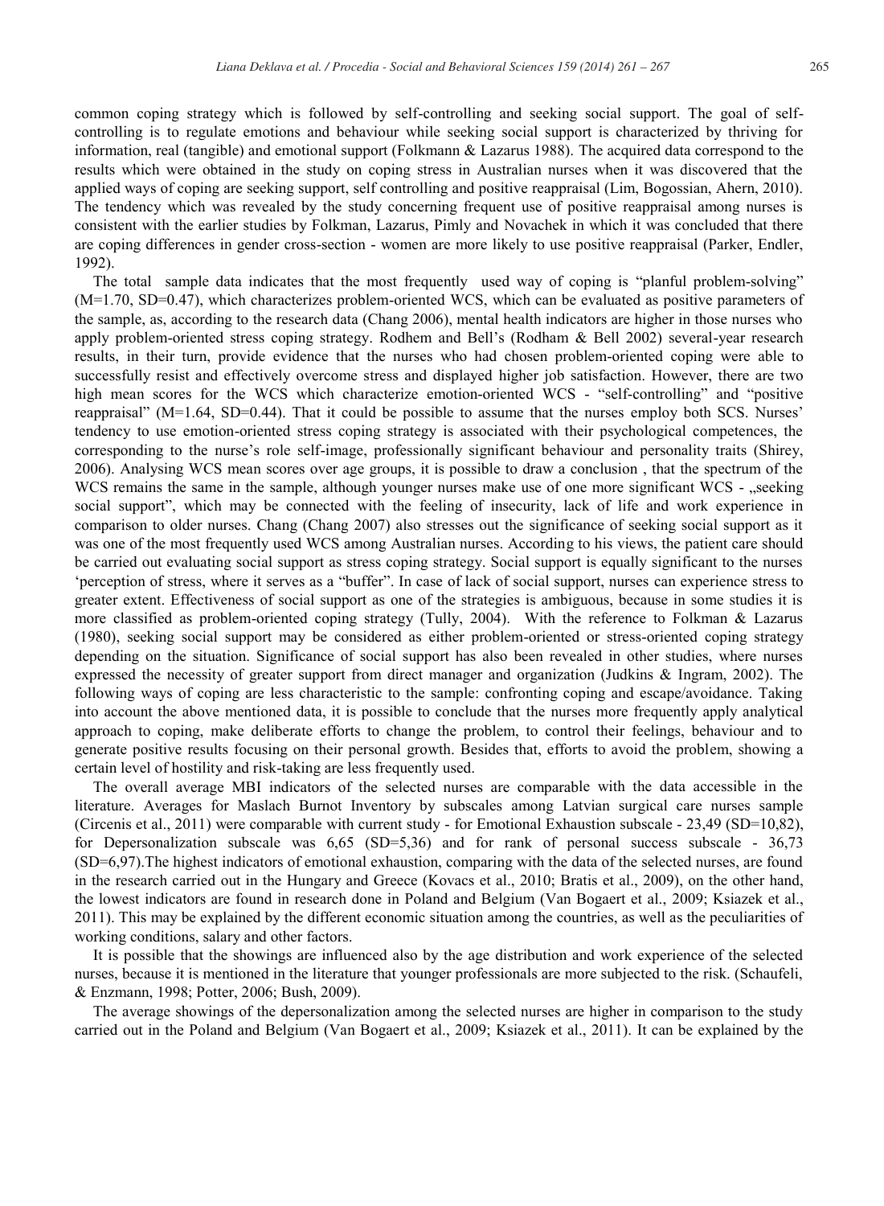common coping strategy which is followed by self-controlling and seeking social support. The goal of self-controlling is to regulate emotions and behaviour while seeking social support is characterized by thriving for information, real (tangible) and emotional support (Folkmann & Lazarus 1988). The acquired data correspond to the results which were obtained in the study on coping stress in Australian nurses when it was discovered that the applied ways of coping are seeking support, self controlling and positive reappraisal (Lim, Bogossian, Ahern, 2010). The tendency which was revealed by the study concerning frequent use of positive reappraisal among nurses is consistent with the earlier studies by Folkman, Lazarus, Pimly and Novachek in which it was concluded that there are coping differences in gender cross-section - women are more likely to use positive reappraisal (Parker, Endler, 1992).

The total sample data indicates that the most frequently used way of coping is "planful problem-solving" (M=1.70, SD=0.47), which characterizes problem-oriented WCS, which can be evaluated as positive parameters of the sample, as, according to the research data (Chang 2006), mental health indicators are higher in those nurses who apply problem-oriented stress coping strategy. Rodhem and Bell's (Rodham & Bell 2002) several-year research results, in their turn, provide evidence that the nurses who had chosen problem-oriented coping were able to successfully resist and effectively overcome stress and displayed higher job satisfaction. However, there are two high mean scores for the WCS which characterize emotion-oriented WCS - "self-controlling" and "positive reappraisal" (M=1.64, SD=0.44). That it could be possible to assume that the nurses employ both SCS. Nurses' tendency to use emotion-oriented stress coping strategy is associated with their psychological competences, the corresponding to the nurse's role self-image, professionally significant behaviour and personality traits (Shirey, 2006). Analysing WCS mean scores over age groups, it is possible to draw a conclusion , that the spectrum of the WCS remains the same in the sample, although younger nurses make use of one more significant WCS - „seeking social support", which may be connected with the feeling of insecurity, lack of life and work experience in comparison to older nurses. Chang (Chang 2007) also stresses out the significance of seeking social support as it was one of the most frequently used WCS among Australian nurses. According to his views, the patient care should be carried out evaluating social support as stress coping strategy. Social support is equally significant to the nurses 'perception of stress, where it serves as a "buffer". In case of lack of social support, nurses can experience stress to greater extent. Effectiveness of social support as one of the strategies is ambiguous, because in some studies it is more classified as problem-oriented coping strategy (Tully, 2004). With the reference to Folkman & Lazarus (1980), seeking social support may be considered as either problem-oriented or stress-oriented coping strategy depending on the situation. Significance of social support has also been revealed in other studies, where nurses expressed the necessity of greater support from direct manager and organization (Judkins & Ingram, 2002). The following ways of coping are less characteristic to the sample: confronting coping and escape/avoidance. Taking into account the above mentioned data, it is possible to conclude that the nurses more frequently apply analytical approach to coping, make deliberate efforts to change the problem, to control their feelings, behaviour and to generate positive results focusing on their personal growth. Besides that, efforts to avoid the problem, showing a certain level of hostility and risk-taking are less frequently used.

The overall average MBI indicators of the selected nurses are comparable with the data accessible in the literature. Averages for Maslach Burnot Inventory by subscales among Latvian surgical care nurses sample (Circenis et al., 2011) were comparable with current study - for Emotional Exhaustion subscale - 23,49 (SD=10,82), for Depersonalization subscale was 6,65 (SD=5,36) and for rank of personal success subscale - 36,73 (SD=6,97).The highest indicators of emotional exhaustion, comparing with the data of the selected nurses, are found in the research carried out in the Hungary and Greece (Kovacs et al., 2010; Bratis et al., 2009), on the other hand, the lowest indicators are found in research done in Poland and Belgium (Van Bogaert et al., 2009; Ksiazek et al., 2011). This may be explained by the different economic situation among the countries, as well as the peculiarities of working conditions, salary and other factors.

It is possible that the showings are influenced also by the age distribution and work experience of the selected nurses, because it is mentioned in the literature that younger professionals are more subjected to the risk. (Schaufeli, & Enzmann, 1998; Potter, 2006; Bush, 2009).

The average showings of the depersonalization among the selected nurses are higher in comparison to the study carried out in the Poland and Belgium (Van Bogaert et al., 2009; Ksiazek et al., 2011). It can be explained by the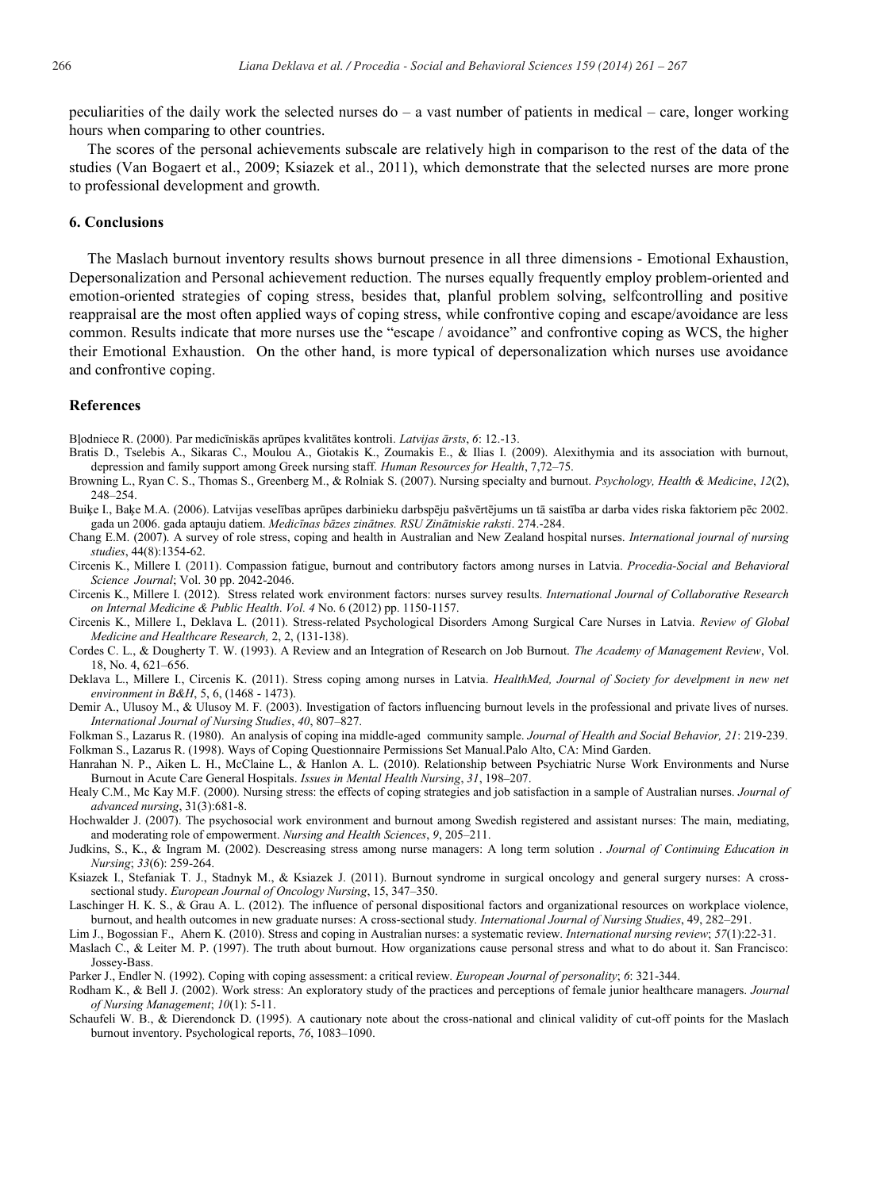peculiarities of the daily work the selected nurses do – a vast number of patients in medical – care, longer working hours when comparing to other countries.

The scores of the personal achievements subscale are relatively high in comparison to the rest of the data of the studies (Van Bogaert et al., 2009; Ksiazek et al., 2011), which demonstrate that the selected nurses are more prone to professional development and growth.

## 6. Conclusions

The Maslach burnout inventory results shows burnout presence in all three dimensions - Emotional Exhaustion, Depersonalization and Personal achievement reduction. The nurses equally frequently employ problem-oriented and emotion-oriented strategies of coping stress, besides that, planful problem solving, selfcontrolling and positive reappraisal are the most often applied ways of coping stress, while confrontive coping and escape/avoidance are less common. Results indicate that more nurses use the "escape / avoidance" and confrontive coping as WCS, the higher their Emotional Exhaustion. On the other hand, is more typical of depersonalization which nurses use avoidance and confrontive coping.

## References

Bļodniece R. (2000). Par medicīniskās aprūpes kvalitātes kontroli. *Latvijas ārsts*, *6*: 12.-13.

Bratis D., Tselebis A., Sikaras C., Moulou A., Giotakis K., Zoumakis E., & Ilias I. (2009). Alexithymia and its association with burnout, depression and family support among Greek nursing staff. *Human Resources for Health*, 7,72–75.

Browning L., Ryan C. S., Thomas S., Greenberg M., & Rolniak S. (2007). Nursing specialty and burnout. *Psychology, Health & Medicine*, *12*(2), 248–254.

Buiķe I., Baķe M.A. (2006). Latvijas veselības aprūpes darbinieku darbspēju pašvērtējums un tā saistība ar darba vides riska faktoriem pēc 2002. gada un 2006. gada aptauju datiem. *Medicīnas bāzes zinātnes. RSU Zinātniskie raksti*. 274.-284.

Chang E.M. (2007). A survey of role stress, coping and health in Australian and New Zealand hospital nurses. *International journal of nursing studies*, 44(8):1354-62.

Circenis K., Millere I. (2011). Compassion fatigue, burnout and contributory factors among nurses in Latvia. *Procedia-Social and Behavioral Science Journal*; Vol. 30 pp. 2042-2046.

Circenis K., Millere I. (2012). Stress related work environment factors: nurses survey results. *International Journal of Collaborative Research on Internal Medicine & Public Health*. *Vol. 4* No. 6 (2012) pp. 1150-1157.

Circenis K., Millere I., Deklava L. (2011). Stress-related Psychological Disorders Among Surgical Care Nurses in Latvia. *Review of Global Medicine and Healthcare Research,* 2, 2, (131-138).

Cordes C. L., & Dougherty T. W. (1993). A Review and an Integration of Research on Job Burnout. *The Academy of Management Review*, Vol. 18, No. 4, 621–656.

Deklava L., Millere I., Circenis K. (2011). Stress coping among nurses in Latvia. *HealthMed, Journal of Society for develpment in new net environment in B&H*, 5, 6, (1468 - 1473).

Demir A., Ulusoy M., & Ulusoy M. F. (2003). Investigation of factors influencing burnout levels in the professional and private lives of nurses. *International Journal of Nursing Studies*, *40*, 807–827.

Folkman S., Lazarus R. (1980). An analysis of coping ina middle-aged community sample. *Journal of Health and Social Behavior, 21*: 219-239.

Folkman S., Lazarus R. (1998). Ways of Coping Questionnaire Permissions Set Manual.Palo Alto, CA: Mind Garden.

Hanrahan N. P., Aiken L. H., McClaine L., & Hanlon A. L. (2010). Relationship between Psychiatric Nurse Work Environments and Nurse Burnout in Acute Care General Hospitals. *Issues in Mental Health Nursing*, *31*, 198–207.

Healy C.M., Mc Kay M.F. (2000). Nursing stress: the effects of coping strategies and job satisfaction in a sample of Australian nurses. *Journal of advanced nursing*, 31(3):681-8.

Hochwalder J. (2007). The psychosocial work environment and burnout among Swedish registered and assistant nurses: The main, mediating, and moderating role of empowerment. *Nursing and Health Sciences*, *9*, 205–211.

Judkins, S., K., & Ingram M. (2002). Descreasing stress among nurse managers: A long term solution . *Journal of Continuing Education in Nursing*; *33*(6): 259-264.

Ksiazek I., Stefaniak T. J., Stadnyk M., & Ksiazek J. (2011). Burnout syndrome in surgical oncology and general surgery nurses: A cross-sectional study. *European Journal of Oncology Nursing*, 15, 347–350.

Laschinger H. K. S., & Grau A. L. (2012). The influence of personal dispositional factors and organizational resources on workplace violence, burnout, and health outcomes in new graduate nurses: A cross-sectional study. *International Journal of Nursing Studies*, 49, 282–291.

Lim J., Bogossian F., Ahern K. (2010). Stress and coping in Australian nurses: a systematic review. *International nursing review*; *57*(1):22-31.

Maslach C., & Leiter M. P. (1997). The truth about burnout. How organizations cause personal stress and what to do about it. San Francisco: Jossey-Bass.

Parker J., Endler N. (1992). Coping with coping assessment: a critical review. *European Journal of personality*; *6*: 321-344.

Rodham K., & Bell J. (2002). Work stress: An exploratory study of the practices and perceptions of female junior healthcare managers. *Journal of Nursing Management*; *10*(1): 5-11.

Schaufeli W. B., & Dierendonck D. (1995). A cautionary note about the cross-national and clinical validity of cut-off points for the Maslach burnout inventory. Psychological reports, *76*, 1083–1090.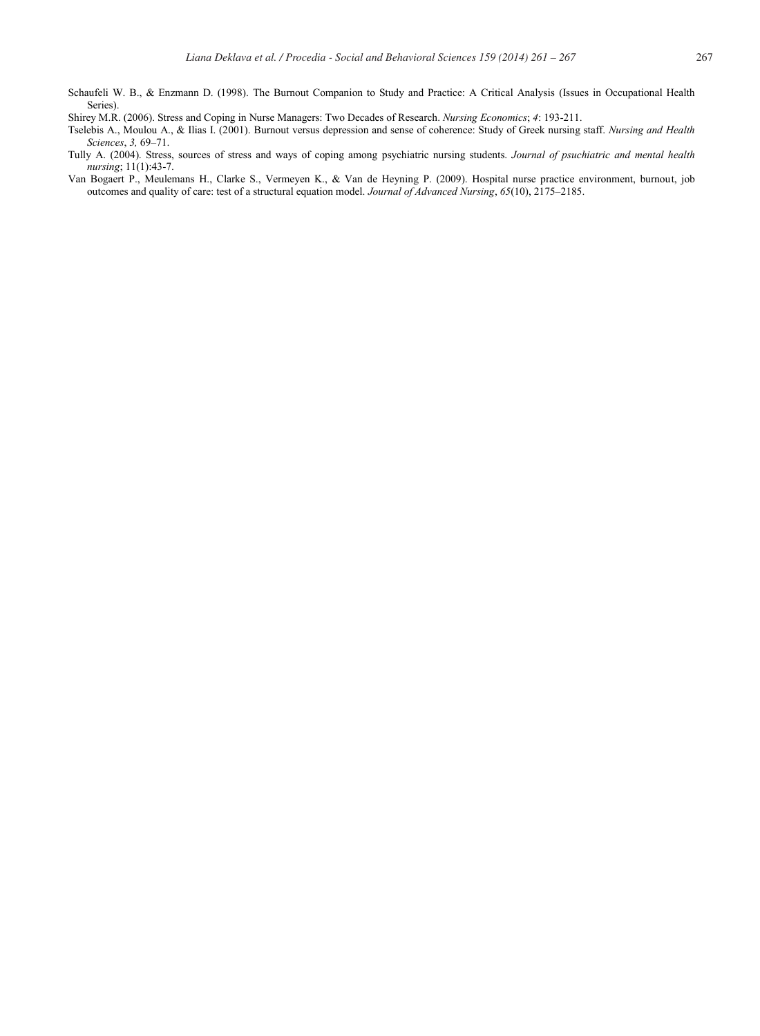Schaufeli W. B., & Enzmann D. (1998). The Burnout Companion to Study and Practice: A Critical Analysis (Issues in Occupational Health Series).

Shirey M.R. (2006). Stress and Coping in Nurse Managers: Two Decades of Research. *Nursing Economics*; *4*: 193-211.

Tselebis A., Moulou A., & Ilias I. (2001). Burnout versus depression and sense of coherence: Study of Greek nursing staff. *Nursing and Health Sciences*, *3,* 69–71.

Tully A. (2004). Stress, sources of stress and ways of coping among psychiatric nursing students. *Journal of psuchiatric and mental health nursing*; 11(1):43-7.

Van Bogaert P., Meulemans H., Clarke S., Vermeyen K., & Van de Heyning P. (2009). Hospital nurse practice environment, burnout, job outcomes and quality of care: test of a structural equation model. *Journal of Advanced Nursing*, *65*(10), 2175–2185.